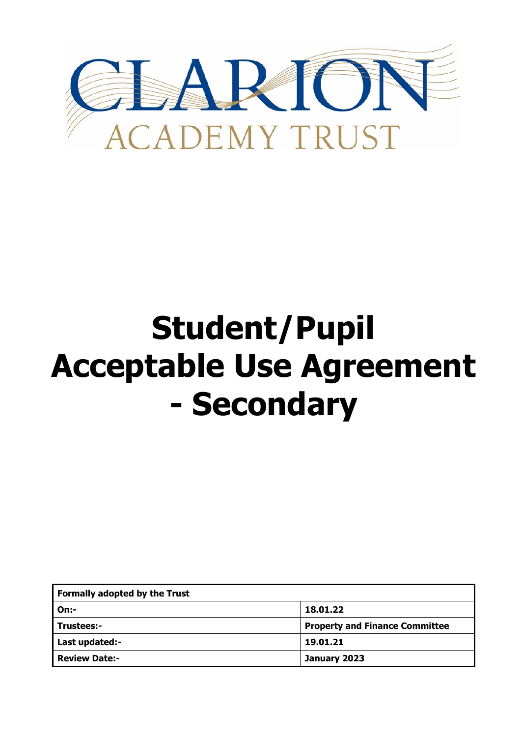CLARION ACADEMY TRUST

# Student/Pupil Acceptable Use Agreement - Secondary

| Formally adopted by the Trust | |
|---|---|
| On:- | 18.01.22 |
| Trustees:- | Property and Finance Committee |
| Last updated:- | 19.01.21 |
| Review Date:- | January 2023 |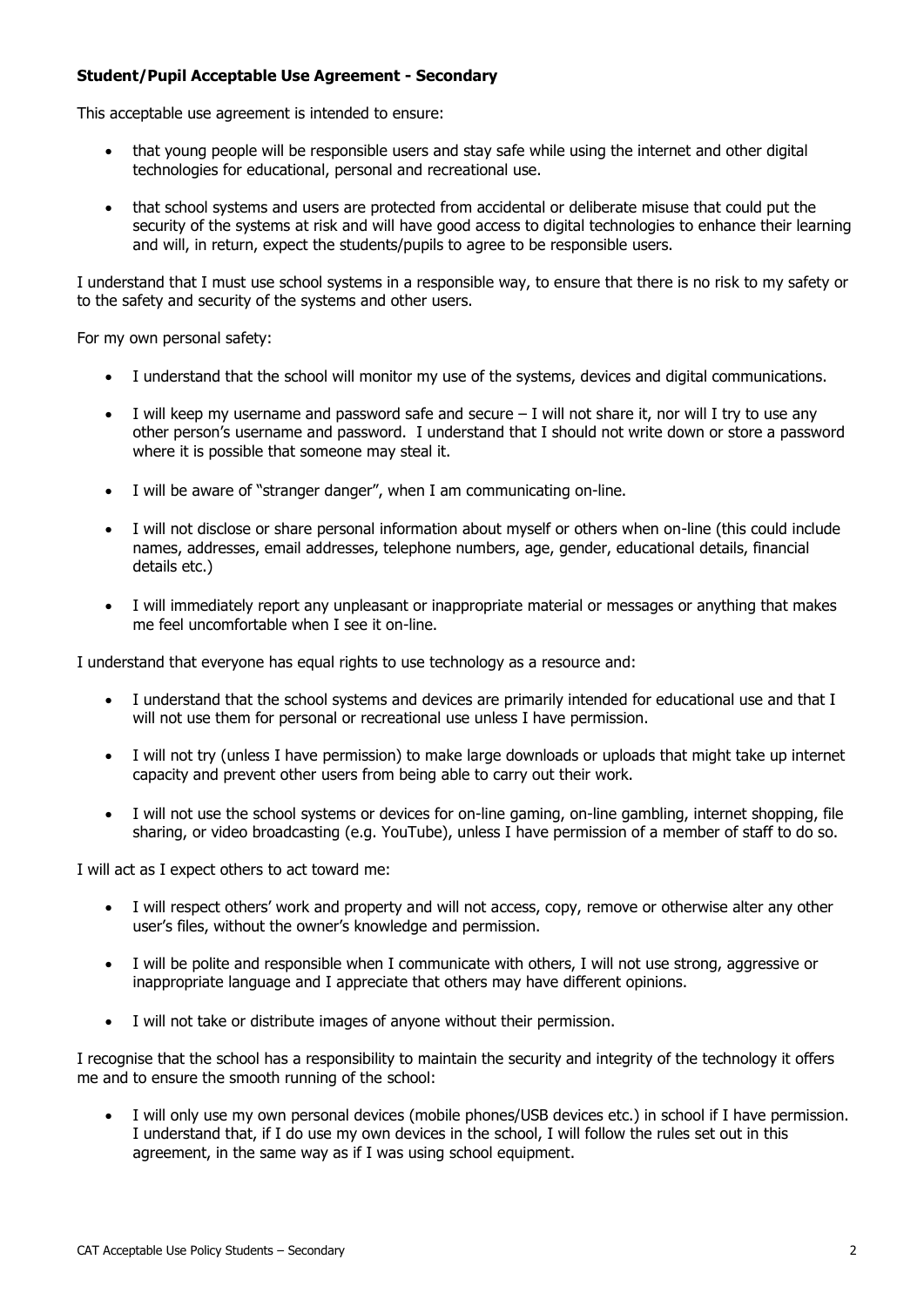**Student/Pupil Acceptable Use Agreement - Secondary**

This acceptable use agreement is intended to ensure:

- that young people will be responsible users and stay safe while using the internet and other digital technologies for educational, personal and recreational use.
- that school systems and users are protected from accidental or deliberate misuse that could put the security of the systems at risk and will have good access to digital technologies to enhance their learning and will, in return, expect the students/pupils to agree to be responsible users.

I understand that I must use school systems in a responsible way, to ensure that there is no risk to my safety or to the safety and security of the systems and other users.

For my own personal safety:

- I understand that the school will monitor my use of the systems, devices and digital communications.
- I will keep my username and password safe and secure – I will not share it, nor will I try to use any other person's username and password. I understand that I should not write down or store a password where it is possible that someone may steal it.
- I will be aware of "stranger danger", when I am communicating on-line.
- I will not disclose or share personal information about myself or others when on-line (this could include names, addresses, email addresses, telephone numbers, age, gender, educational details, financial details etc.)
- I will immediately report any unpleasant or inappropriate material or messages or anything that makes me feel uncomfortable when I see it on-line.

I understand that everyone has equal rights to use technology as a resource and:

- I understand that the school systems and devices are primarily intended for educational use and that I will not use them for personal or recreational use unless I have permission.
- I will not try (unless I have permission) to make large downloads or uploads that might take up internet capacity and prevent other users from being able to carry out their work.
- I will not use the school systems or devices for on-line gaming, on-line gambling, internet shopping, file sharing, or video broadcasting (e.g. YouTube), unless I have permission of a member of staff to do so.

I will act as I expect others to act toward me:

- I will respect others' work and property and will not access, copy, remove or otherwise alter any other user's files, without the owner's knowledge and permission.
- I will be polite and responsible when I communicate with others, I will not use strong, aggressive or inappropriate language and I appreciate that others may have different opinions.
- I will not take or distribute images of anyone without their permission.

I recognise that the school has a responsibility to maintain the security and integrity of the technology it offers me and to ensure the smooth running of the school:

- I will only use my own personal devices (mobile phones/USB devices etc.) in school if I have permission. I understand that, if I do use my own devices in the school, I will follow the rules set out in this agreement, in the same way as if I was using school equipment.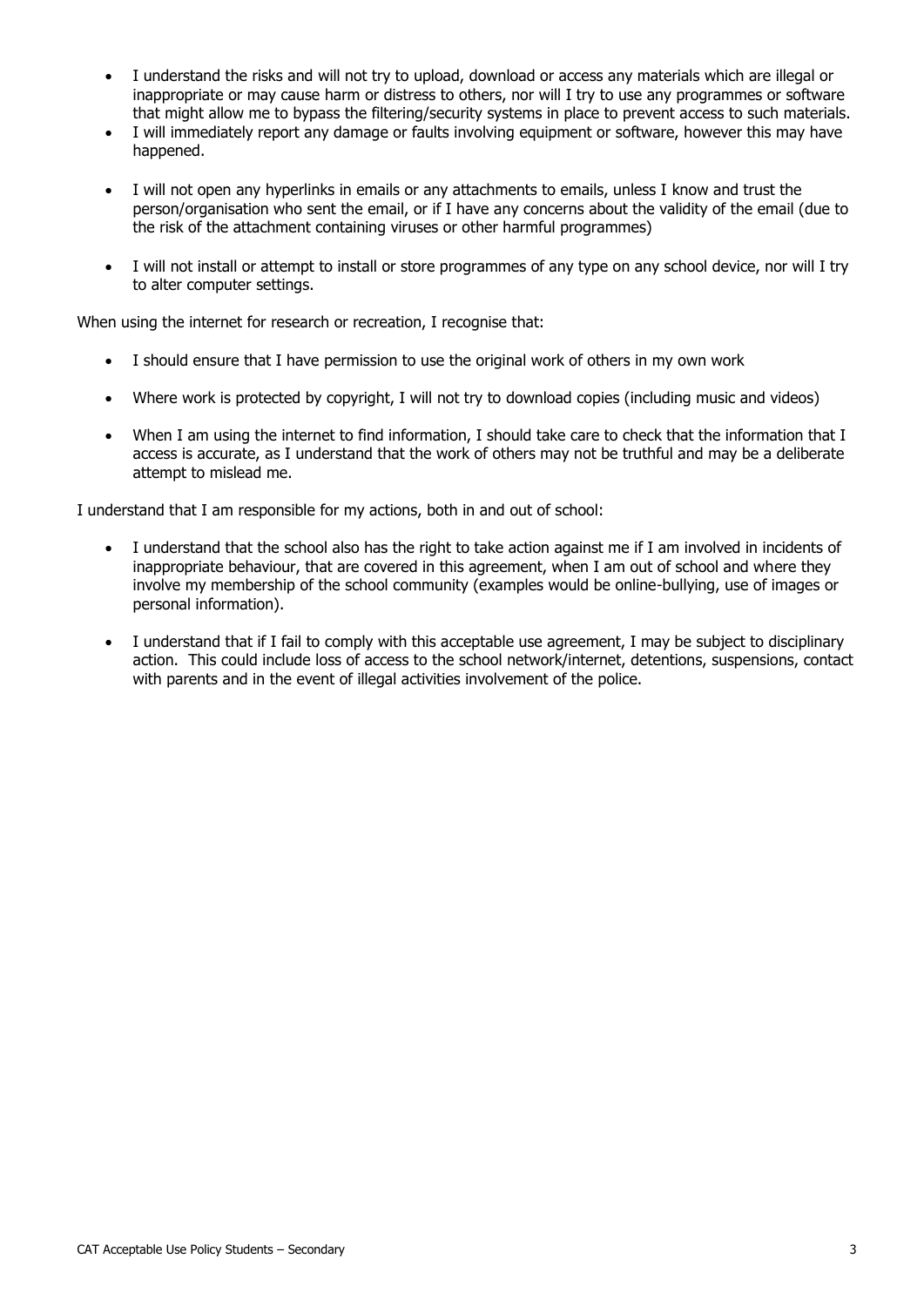- I understand the risks and will not try to upload, download or access any materials which are illegal or inappropriate or may cause harm or distress to others, nor will I try to use any programmes or software that might allow me to bypass the filtering/security systems in place to prevent access to such materials.
- I will immediately report any damage or faults involving equipment or software, however this may have happened.
- I will not open any hyperlinks in emails or any attachments to emails, unless I know and trust the person/organisation who sent the email, or if I have any concerns about the validity of the email (due to the risk of the attachment containing viruses or other harmful programmes)
- I will not install or attempt to install or store programmes of any type on any school device, nor will I try to alter computer settings.

When using the internet for research or recreation, I recognise that:

- I should ensure that I have permission to use the original work of others in my own work
- Where work is protected by copyright, I will not try to download copies (including music and videos)
- When I am using the internet to find information, I should take care to check that the information that I access is accurate, as I understand that the work of others may not be truthful and may be a deliberate attempt to mislead me.

I understand that I am responsible for my actions, both in and out of school:

- I understand that the school also has the right to take action against me if I am involved in incidents of inappropriate behaviour, that are covered in this agreement, when I am out of school and where they involve my membership of the school community (examples would be online-bullying, use of images or personal information).
- I understand that if I fail to comply with this acceptable use agreement, I may be subject to disciplinary action. This could include loss of access to the school network/internet, detentions, suspensions, contact with parents and in the event of illegal activities involvement of the police.